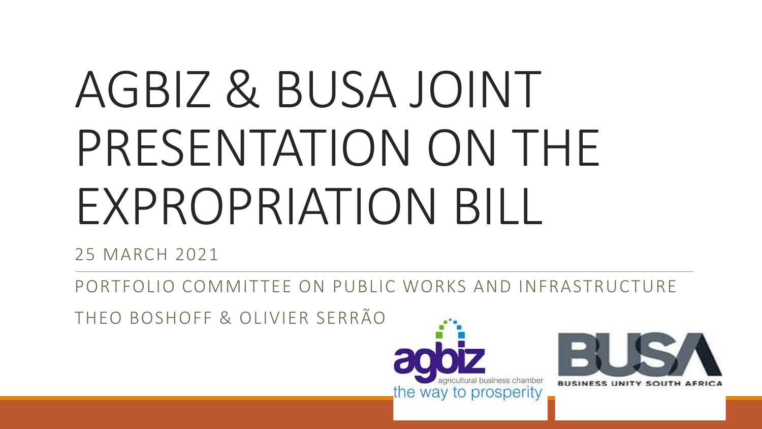# AGBIZ & BUSA JOINT PRESENTATION ON THE EXPROPRIATION BILL

25 MARCH 2021

PORTFOLIO COMMITTEE ON PUBLIC WORKS AND INFRASTRUCTURE

THEO BOSHOFF & OLIVIER SERRÃO

agbiz agricultural business chamber the way to prosperity

BUSA BUSINESS UNITY SOUTH AFRICA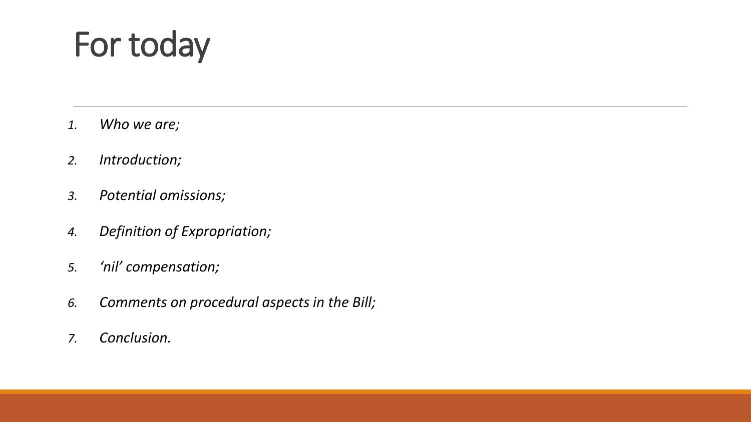# For today

1. *Who we are;*
2. *Introduction;*
3. *Potential omissions;*
4. *Definition of Expropriation;*
5. *'nil' compensation;*
6. *Comments on procedural aspects in the Bill;*
7. *Conclusion.*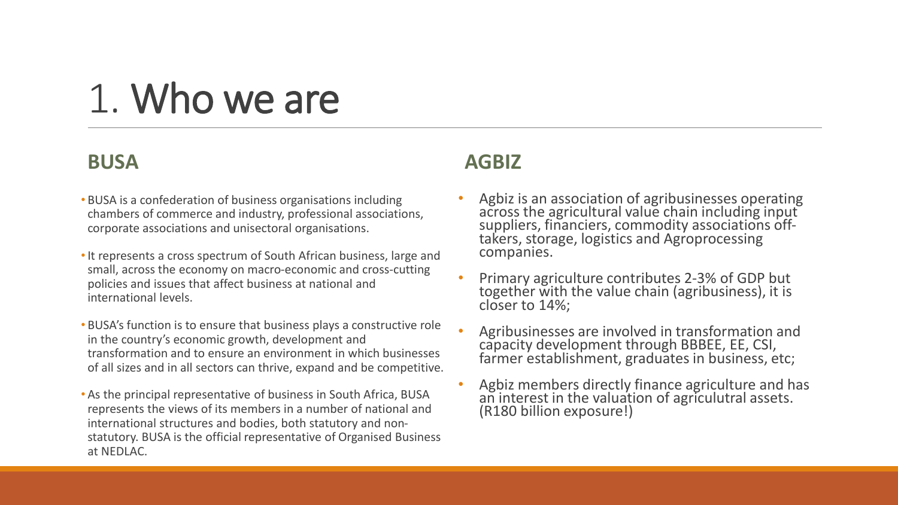# 1. Who we are

## BUSA

- BUSA is a confederation of business organisations including chambers of commerce and industry, professional associations, corporate associations and unisectoral organisations.
- It represents a cross spectrum of South African business, large and small, across the economy on macro-economic and cross-cutting policies and issues that affect business at national and international levels.
- BUSA's function is to ensure that business plays a constructive role in the country's economic growth, development and transformation and to ensure an environment in which businesses of all sizes and in all sectors can thrive, expand and be competitive.
- As the principal representative of business in South Africa, BUSA represents the views of its members in a number of national and international structures and bodies, both statutory and non-statutory. BUSA is the official representative of Organised Business at NEDLAC.

## AGBIZ

- Agbiz is an association of agribusinesses operating across the agricultural value chain including input suppliers, financiers, commodity associations off-takers, storage, logistics and Agroprocessing companies.
- Primary agriculture contributes 2-3% of GDP but together with the value chain (agribusiness), it is closer to 14%;
- Agribusinesses are involved in transformation and capacity development through BBBEE, EE, CSI, farmer establishment, graduates in business, etc;
- Agbiz members directly finance agriculture and has an interest in the valuation of agriculutral assets. (R180 billion exposure!)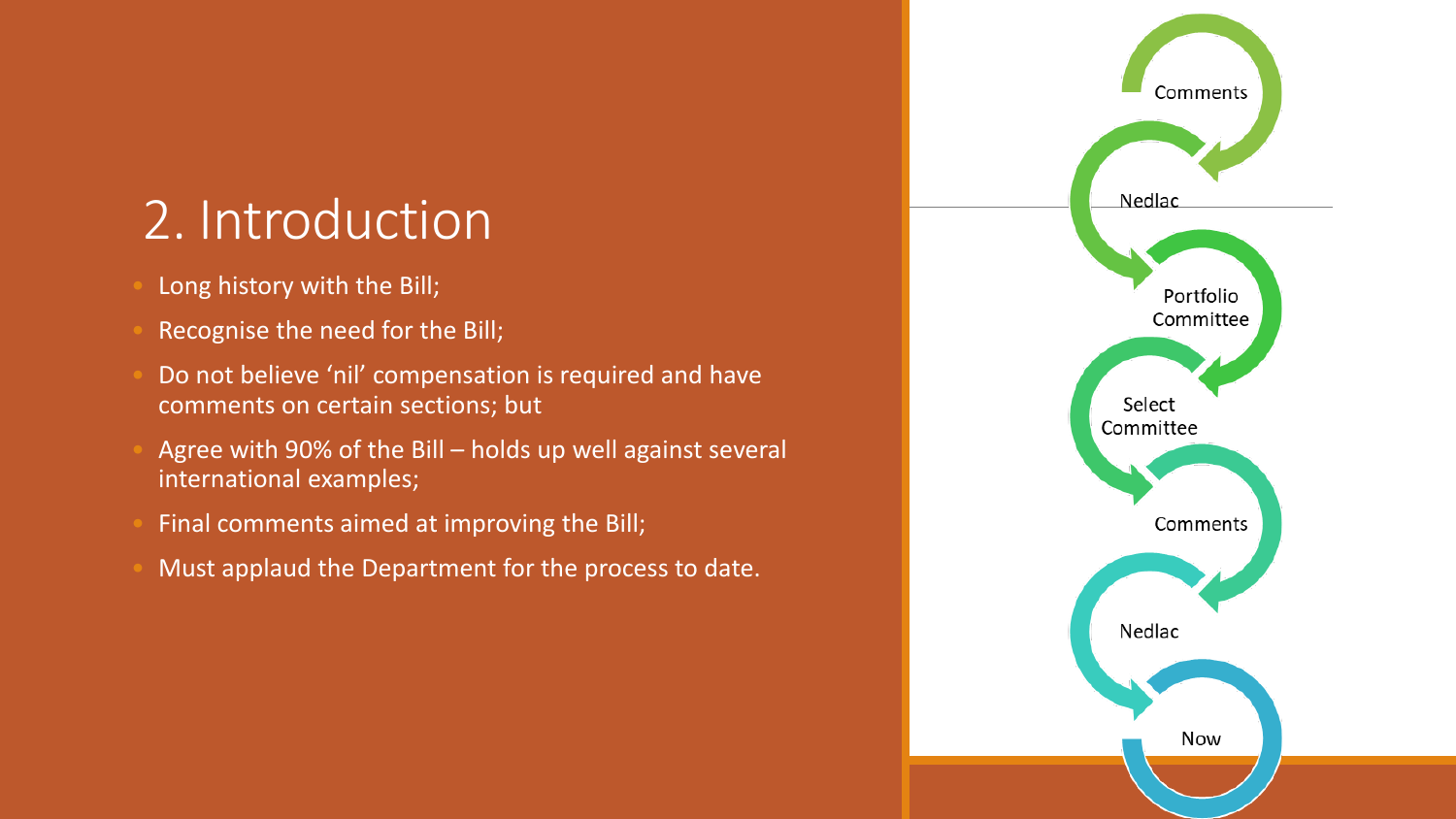# 2. Introduction

- Long history with the Bill;
- Recognise the need for the Bill;
- Do not believe 'nil' compensation is required and have comments on certain sections; but
- Agree with 90% of the Bill – holds up well against several international examples;
- Final comments aimed at improving the Bill;
- Must applaud the Department for the process to date.

Comments

Nedlac

Portfolio Committee

Select Committee

Comments

Nedlac

Now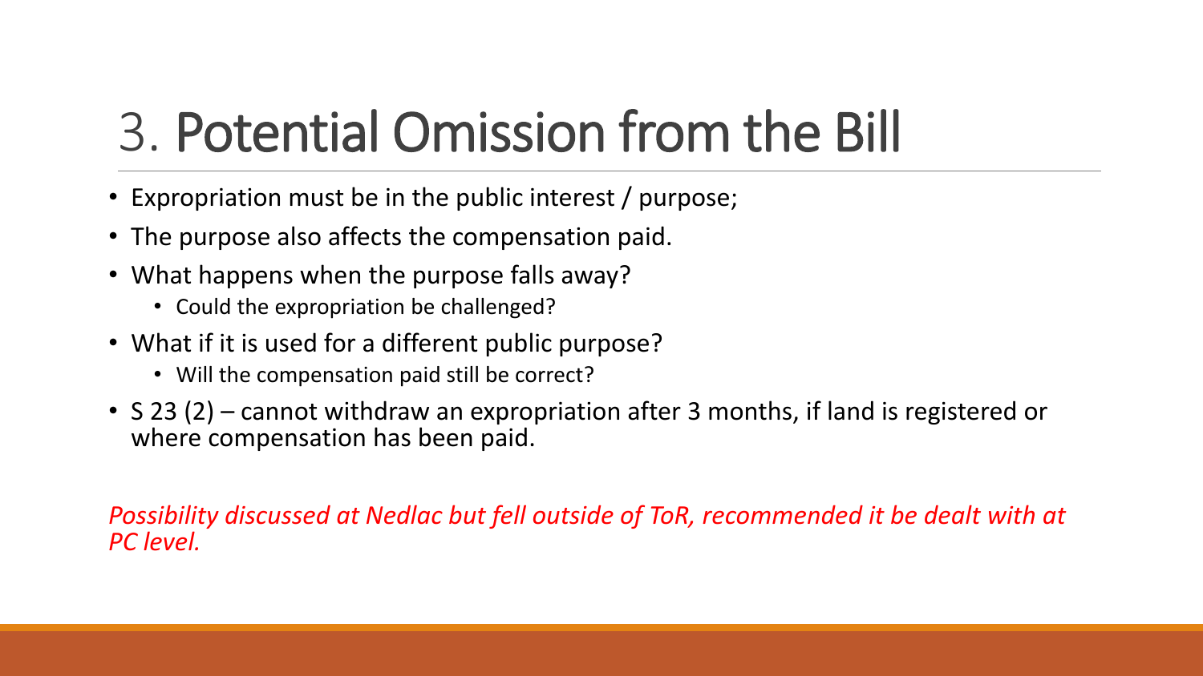# 3. Potential Omission from the Bill

- Expropriation must be in the public interest / purpose;
- The purpose also affects the compensation paid.
- What happens when the purpose falls away?
  - Could the expropriation be challenged?
- What if it is used for a different public purpose?
  - Will the compensation paid still be correct?
- S 23 (2) – cannot withdraw an expropriation after 3 months, if land is registered or where compensation has been paid.

*Possibility discussed at Nedlac but fell outside of ToR, recommended it be dealt with at PC level.*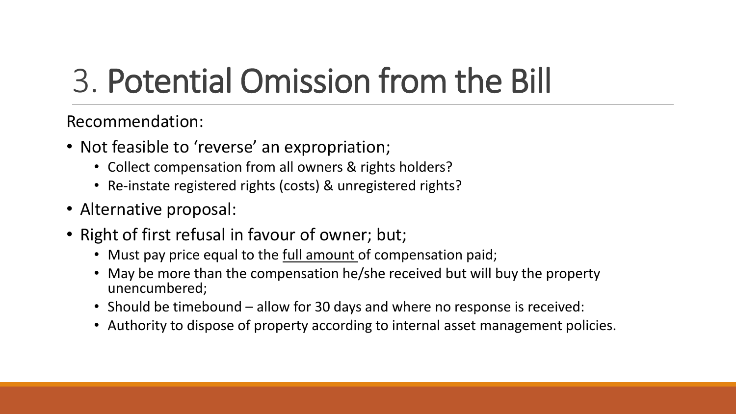# 3. Potential Omission from the Bill

Recommendation:

- Not feasible to ‘reverse’ an expropriation;
  - Collect compensation from all owners & rights holders?
  - Re-instate registered rights (costs) & unregistered rights?
- Alternative proposal:
- Right of first refusal in favour of owner; but;
  - Must pay price equal to the <u>full amount</u> of compensation paid;
  - May be more than the compensation he/she received but will buy the property unencumbered;
  - Should be timebound – allow for 30 days and where no response is received:
  - Authority to dispose of property according to internal asset management policies.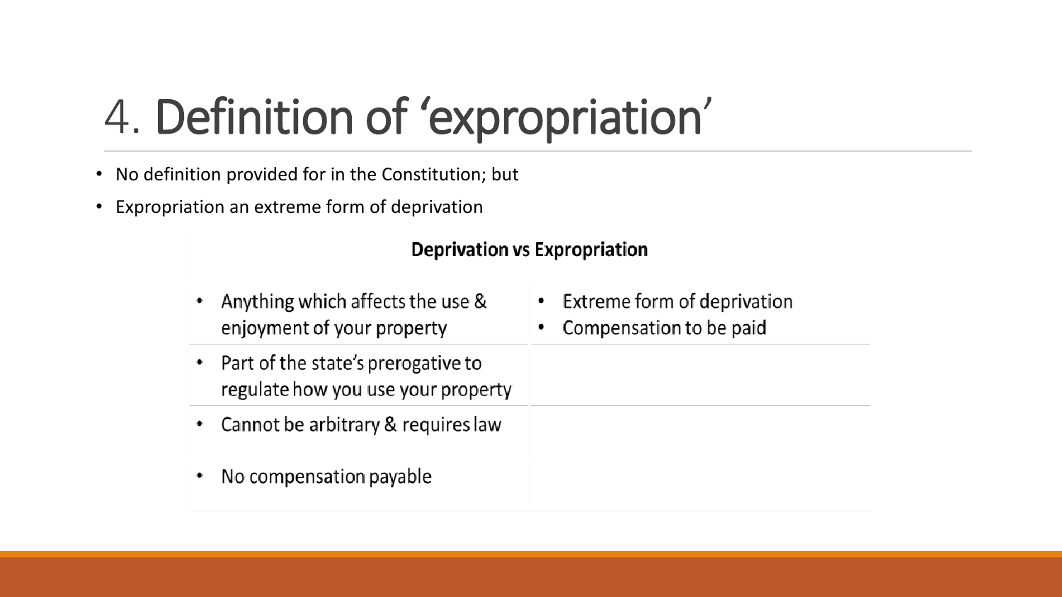# 4. Definition of 'expropriation'

- No definition provided for in the Constitution; but
- Expropriation an extreme form of deprivation

**Deprivation vs Expropriation**

| Deprivation | Expropriation |
| --- | --- |
| • Anything which affects the use & enjoyment of your property | • Extreme form of deprivation<br>• Compensation to be paid |
| • Part of the state's prerogative to regulate how you use your property | |
| • Cannot be arbitrary & requires law<br>• No compensation payable | |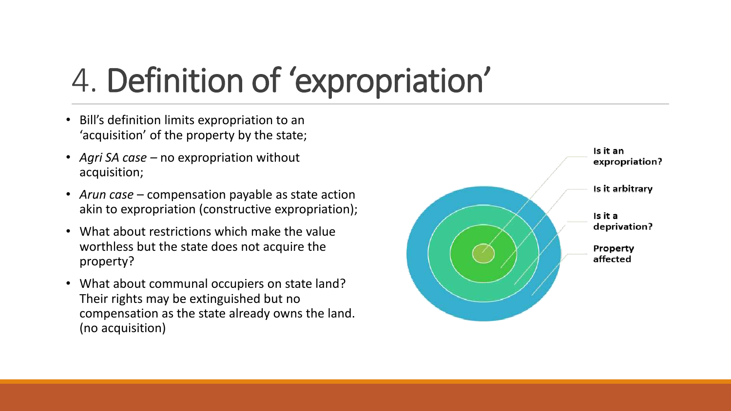# 4. Definition of 'expropriation'

- Bill's definition limits expropriation to an 'acquisition' of the property by the state;
- *Agri SA case* – no expropriation without acquisition;
- *Arun case* – compensation payable as state action akin to expropriation (constructive expropriation);
- What about restrictions which make the value worthless but the state does not acquire the property?
- What about communal occupiers on state land? Their rights may be extinguished but no compensation as the state already owns the land. (no acquisition)

**Is it an expropriation?**

**Is it arbitrary**

**Is it a deprivation?**

**Property affected**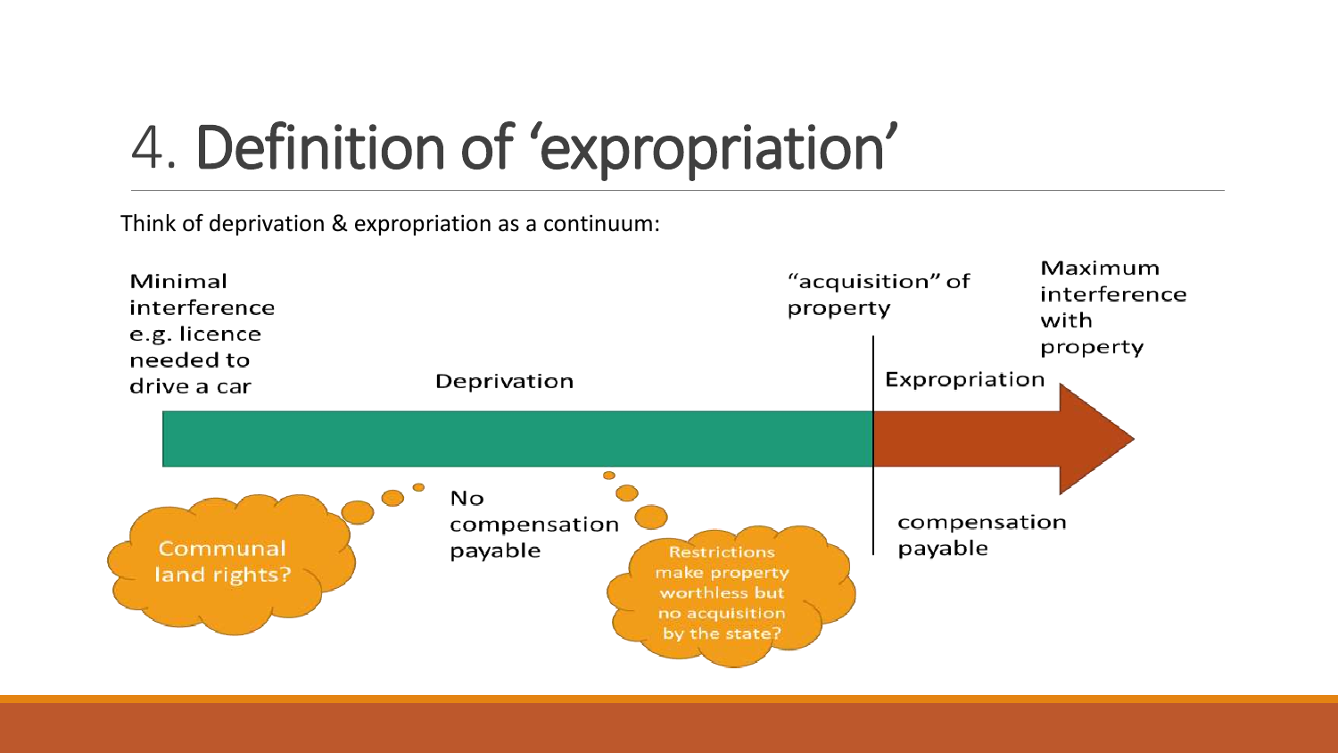# 4. Definition of 'expropriation'

Think of deprivation & expropriation as a continuum:

Minimal interference e.g. licence needed to drive a car

Deprivation

"acquisition" of property

Expropriation

Maximum interference with property

No compensation payable

compensation payable

Communal land rights?

Restrictions make property worthless but no acquisition by the state?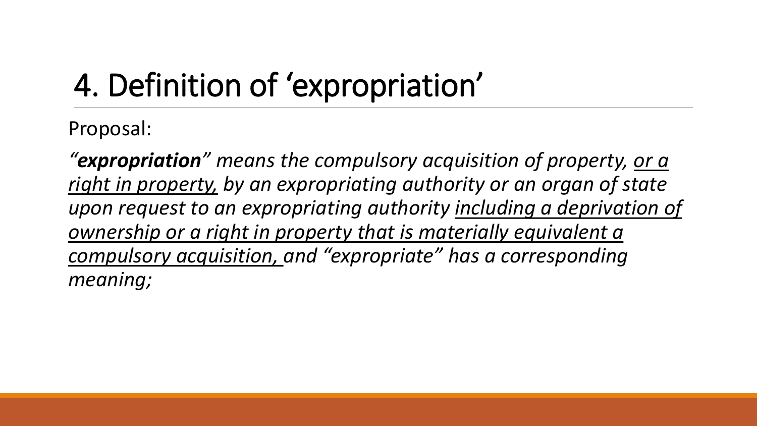# 4. Definition of 'expropriation'

Proposal:

*"**expropriation**" means the compulsory acquisition of property, <u>or a right in property,</u> by an expropriating authority or an organ of state upon request to an expropriating authority <u>including a deprivation of ownership or a right in property that is materially equivalent a compulsory acquisition,</u> and "expropriate" has a corresponding meaning;*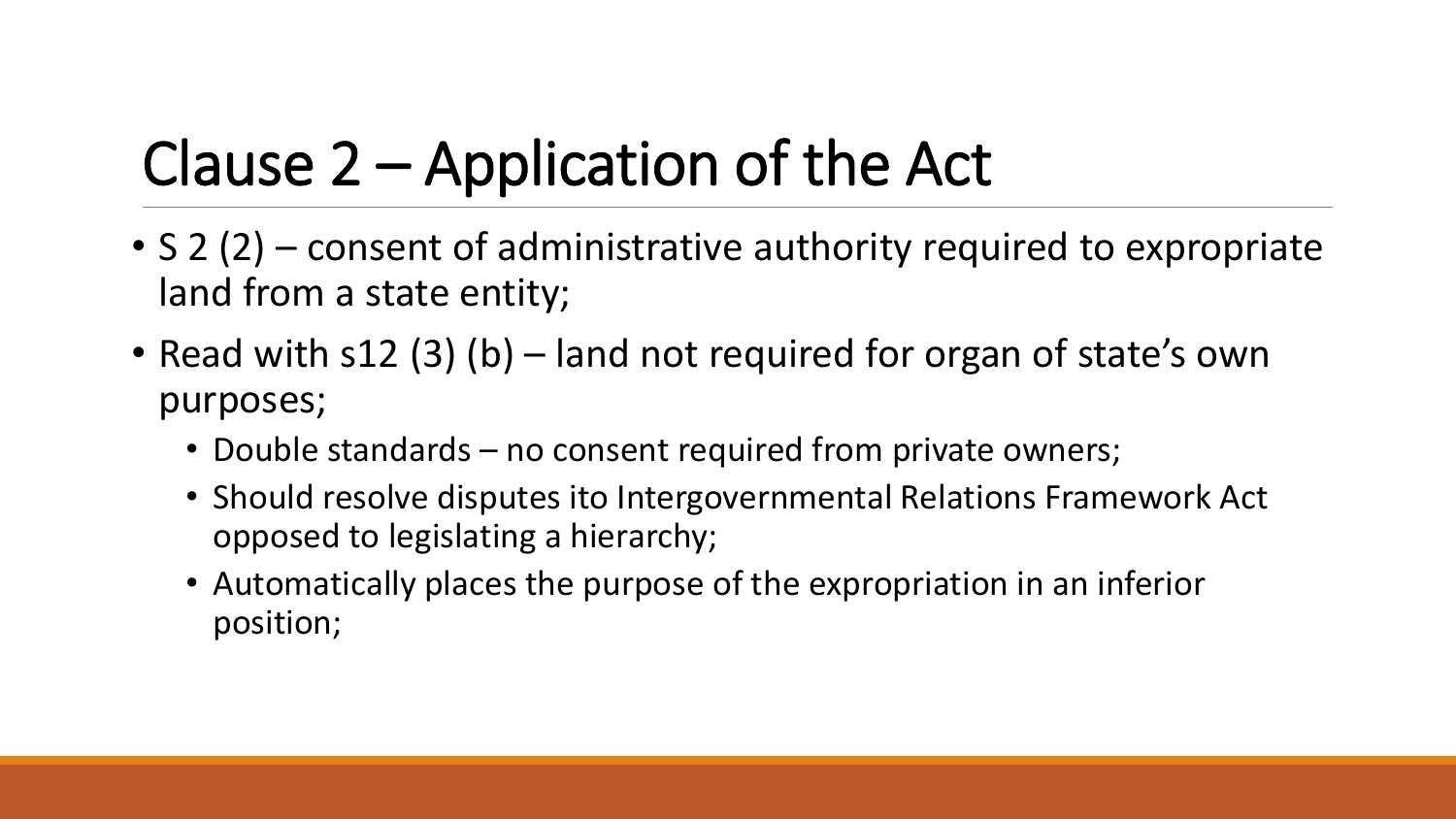# Clause 2 – Application of the Act

- S 2 (2) – consent of administrative authority required to expropriate land from a state entity;
- Read with s12 (3) (b) – land not required for organ of state's own purposes;
  - Double standards – no consent required from private owners;
  - Should resolve disputes ito Intergovernmental Relations Framework Act opposed to legislating a hierarchy;
  - Automatically places the purpose of the expropriation in an inferior position;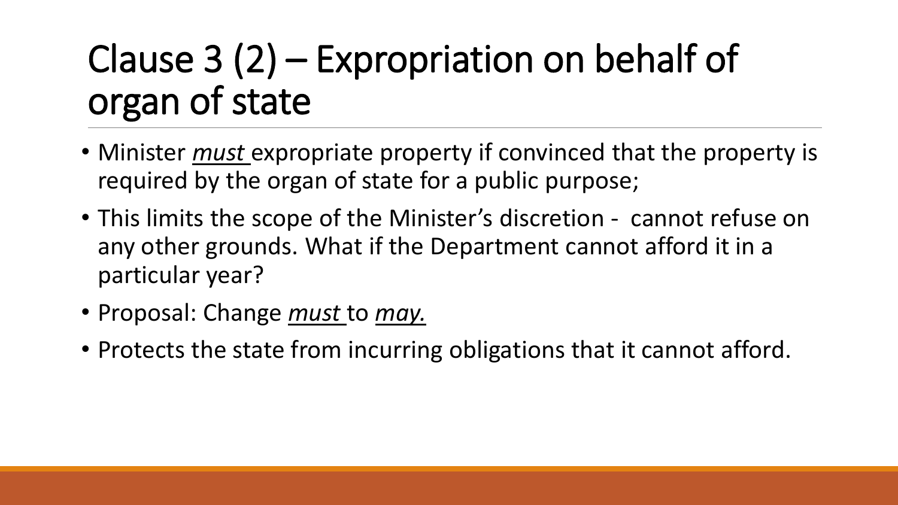# Clause 3 (2) – Expropriation on behalf of organ of state

- Minister *must* expropriate property if convinced that the property is required by the organ of state for a public purpose;
- This limits the scope of the Minister's discretion - cannot refuse on any other grounds. What if the Department cannot afford it in a particular year?
- Proposal: Change *must* to *may.*
- Protects the state from incurring obligations that it cannot afford.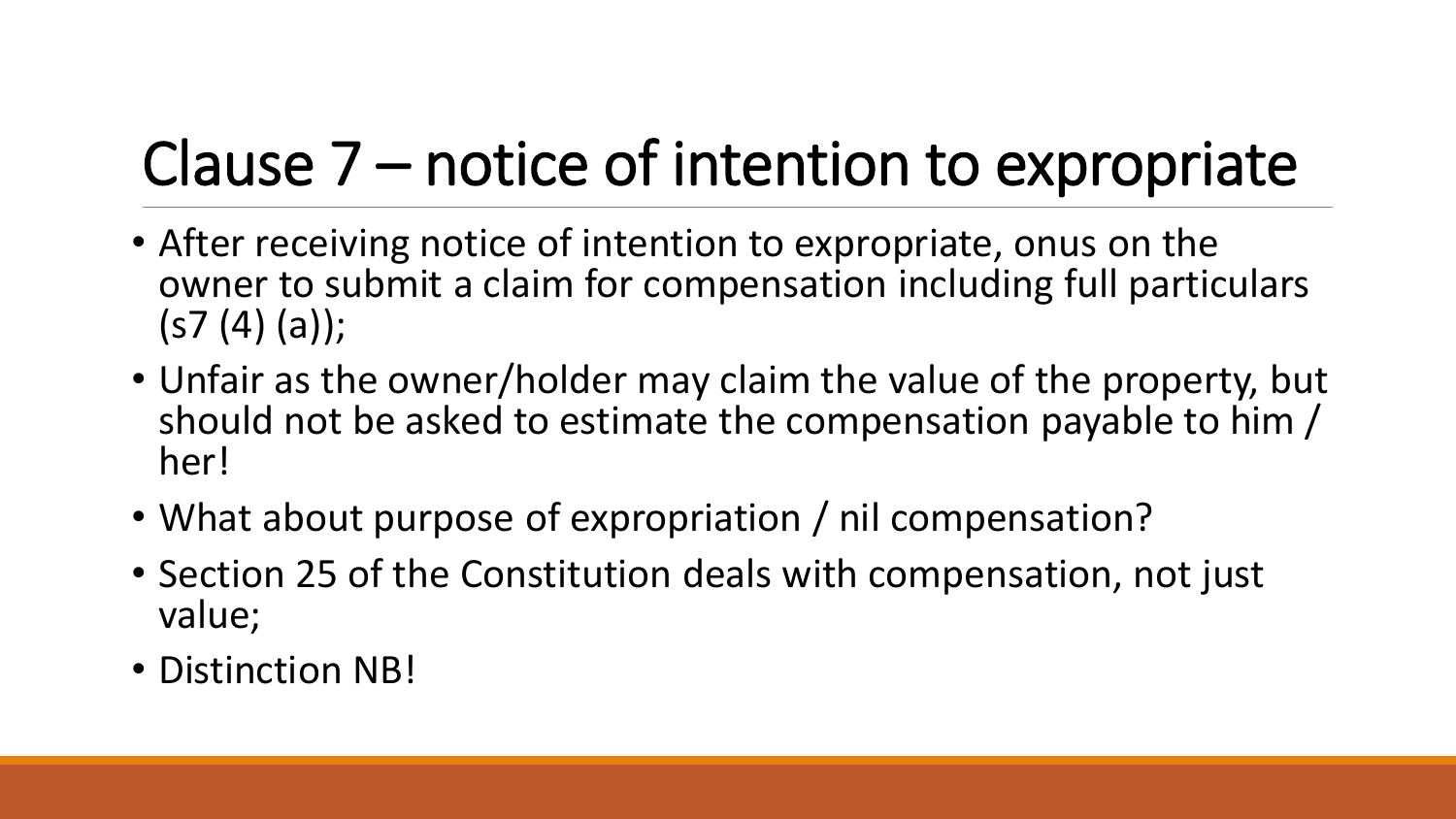# Clause 7 – notice of intention to expropriate

- After receiving notice of intention to expropriate, onus on the owner to submit a claim for compensation including full particulars (s7 (4) (a));
- Unfair as the owner/holder may claim the value of the property, but should not be asked to estimate the compensation payable to him / her!
- What about purpose of expropriation / nil compensation?
- Section 25 of the Constitution deals with compensation, not just value;
- Distinction NB!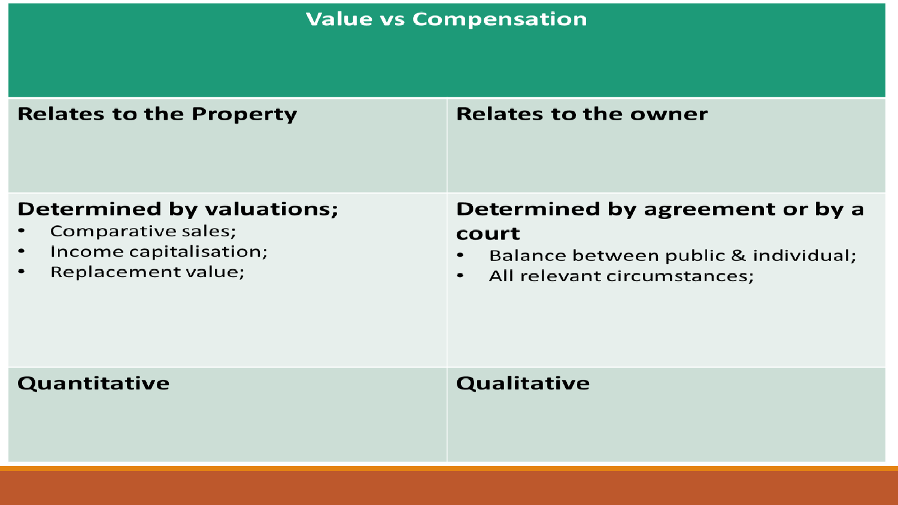## Value vs Compensation

| Value | Compensation |
|---|---|
| **Relates to the Property** | **Relates to the owner** |
| **Determined by valuations;**<br>• Comparative sales;<br>• Income capitalisation;<br>• Replacement value; | **Determined by agreement or by a court**<br>• Balance between public & individual;<br>• All relevant circumstances; |
| **Quantitative** | **Qualitative** |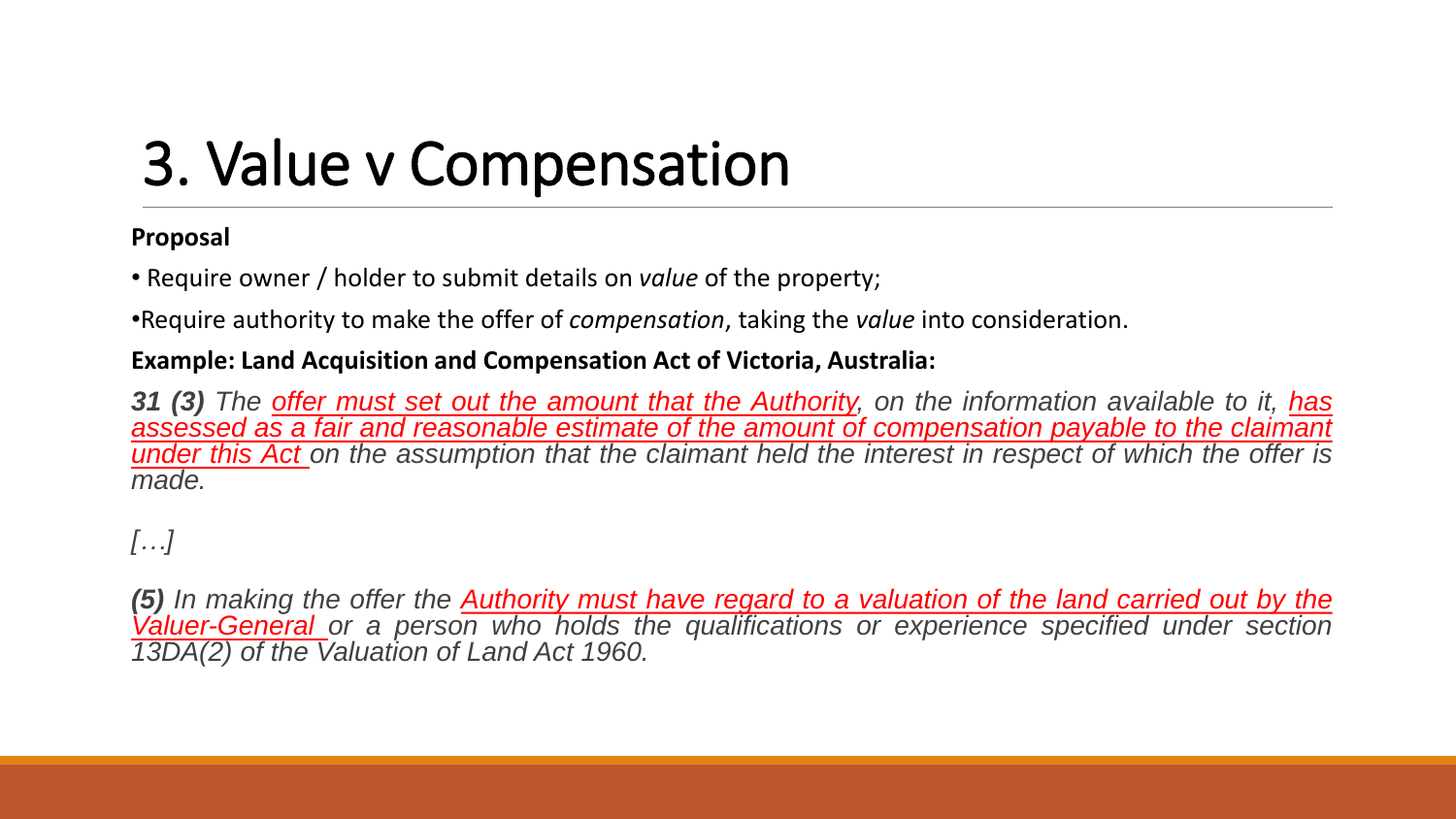# 3. Value v Compensation

**Proposal**

- Require owner / holder to submit details on *value* of the property;
- Require authority to make the offer of *compensation*, taking the *value* into consideration.

**Example: Land Acquisition and Compensation Act of Victoria, Australia:**

***31 (3)*** *The offer must set out the amount that the Authority, on the information available to it, has assessed as a fair and reasonable estimate of the amount of compensation payable to the claimant under this Act on the assumption that the claimant held the interest in respect of which the offer is made.*

*[…]*

***(5)*** *In making the offer the Authority must have regard to a valuation of the land carried out by the Valuer-General or a person who holds the qualifications or experience specified under section 13DA(2) of the Valuation of Land Act 1960.*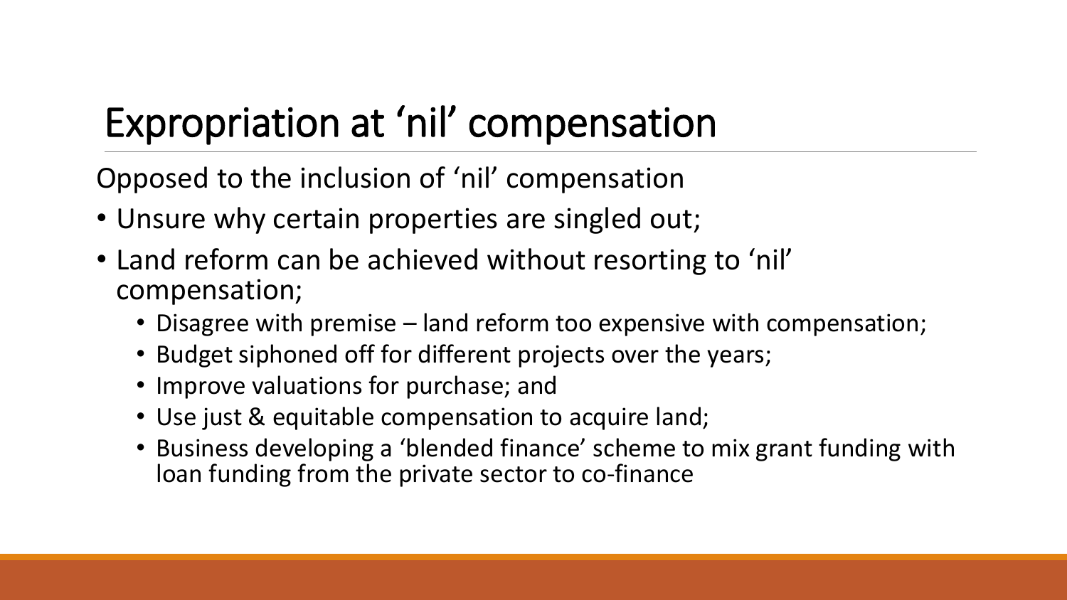# Expropriation at 'nil' compensation

Opposed to the inclusion of 'nil' compensation

- Unsure why certain properties are singled out;
- Land reform can be achieved without resorting to 'nil' compensation;
  - Disagree with premise – land reform too expensive with compensation;
  - Budget siphoned off for different projects over the years;
  - Improve valuations for purchase; and
  - Use just & equitable compensation to acquire land;
  - Business developing a 'blended finance' scheme to mix grant funding with loan funding from the private sector to co-finance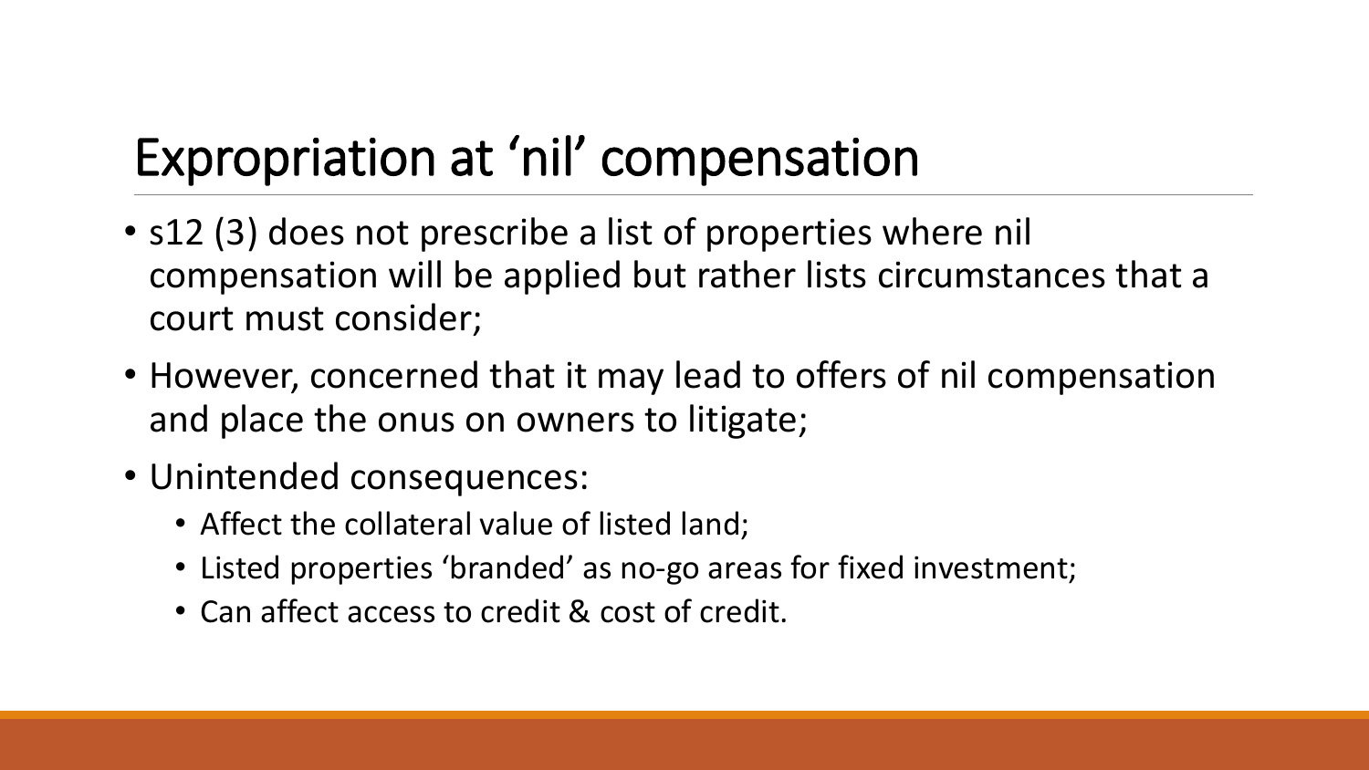# Expropriation at 'nil' compensation

- s12 (3) does not prescribe a list of properties where nil compensation will be applied but rather lists circumstances that a court must consider;
- However, concerned that it may lead to offers of nil compensation and place the onus on owners to litigate;
- Unintended consequences:
  - Affect the collateral value of listed land;
  - Listed properties 'branded' as no-go areas for fixed investment;
  - Can affect access to credit & cost of credit.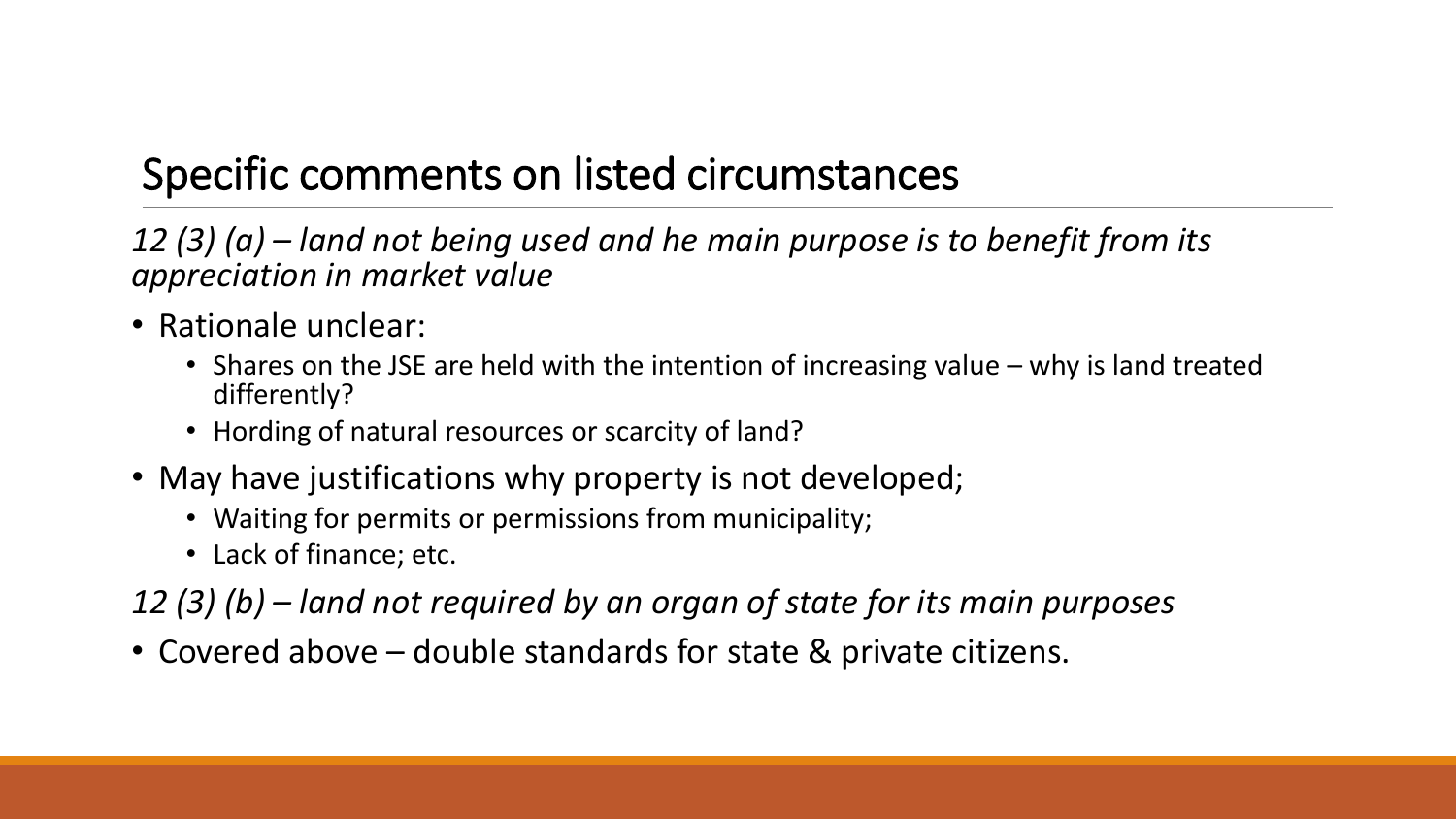# Specific comments on listed circumstances

*12 (3) (a) – land not being used and he main purpose is to benefit from its appreciation in market value*

- Rationale unclear:
  - Shares on the JSE are held with the intention of increasing value – why is land treated differently?
  - Hording of natural resources or scarcity of land?
- May have justifications why property is not developed;
  - Waiting for permits or permissions from municipality;
  - Lack of finance; etc.

*12 (3) (b) – land not required by an organ of state for its main purposes*

- Covered above – double standards for state & private citizens.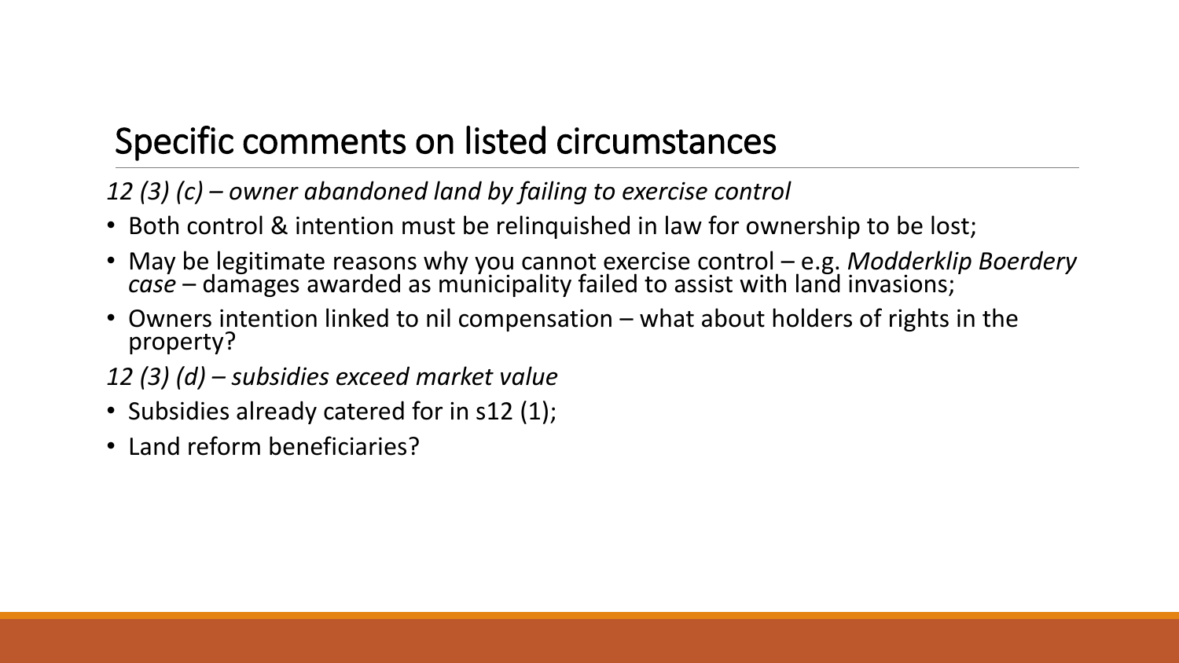# Specific comments on listed circumstances

*12 (3) (c) – owner abandoned land by failing to exercise control*

- Both control & intention must be relinquished in law for ownership to be lost;
- May be legitimate reasons why you cannot exercise control – e.g. *Modderklip Boerdery case* – damages awarded as municipality failed to assist with land invasions;
- Owners intention linked to nil compensation – what about holders of rights in the property?

*12 (3) (d) – subsidies exceed market value*

- Subsidies already catered for in s12 (1);
- Land reform beneficiaries?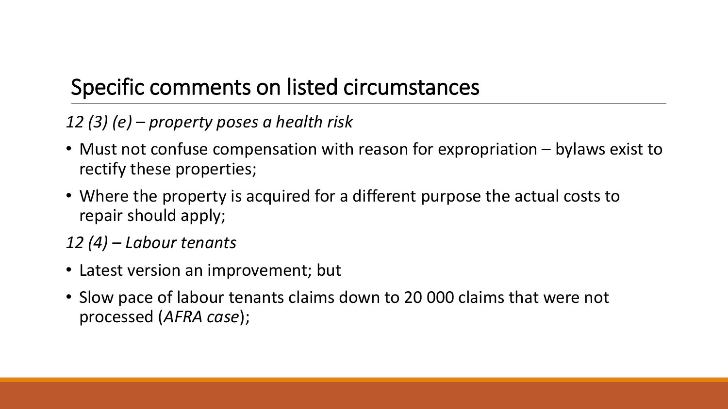## Specific comments on listed circumstances

*12 (3) (e) – property poses a health risk*

- Must not confuse compensation with reason for expropriation – bylaws exist to rectify these properties;
- Where the property is acquired for a different purpose the actual costs to repair should apply;

*12 (4) – Labour tenants*

- Latest version an improvement; but
- Slow pace of labour tenants claims down to 20 000 claims that were not processed (*AFRA case*);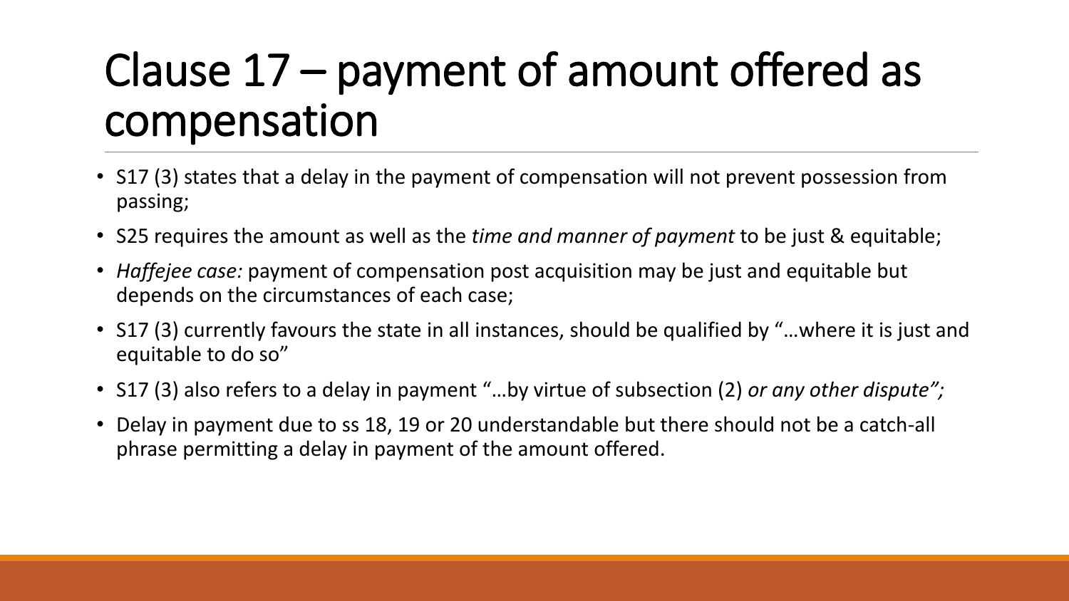# Clause 17 – payment of amount offered as compensation

- S17 (3) states that a delay in the payment of compensation will not prevent possession from passing;
- S25 requires the amount as well as the *time and manner of payment* to be just & equitable;
- *Haffejee case:* payment of compensation post acquisition may be just and equitable but depends on the circumstances of each case;
- S17 (3) currently favours the state in all instances, should be qualified by "…where it is just and equitable to do so"
- S17 (3) also refers to a delay in payment "…by virtue of subsection (2) *or any other dispute";*
- Delay in payment due to ss 18, 19 or 20 understandable but there should not be a catch-all phrase permitting a delay in payment of the amount offered.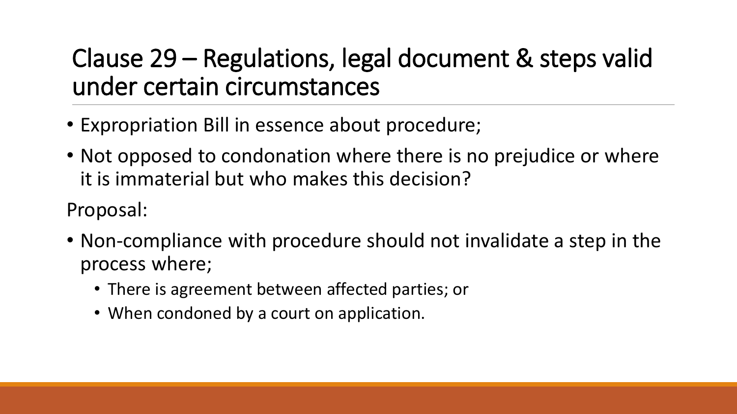# Clause 29 – Regulations, legal document & steps valid under certain circumstances

- Expropriation Bill in essence about procedure;
- Not opposed to condonation where there is no prejudice or where it is immaterial but who makes this decision?

Proposal:

- Non-compliance with procedure should not invalidate a step in the process where;
  - There is agreement between affected parties; or
  - When condoned by a court on application.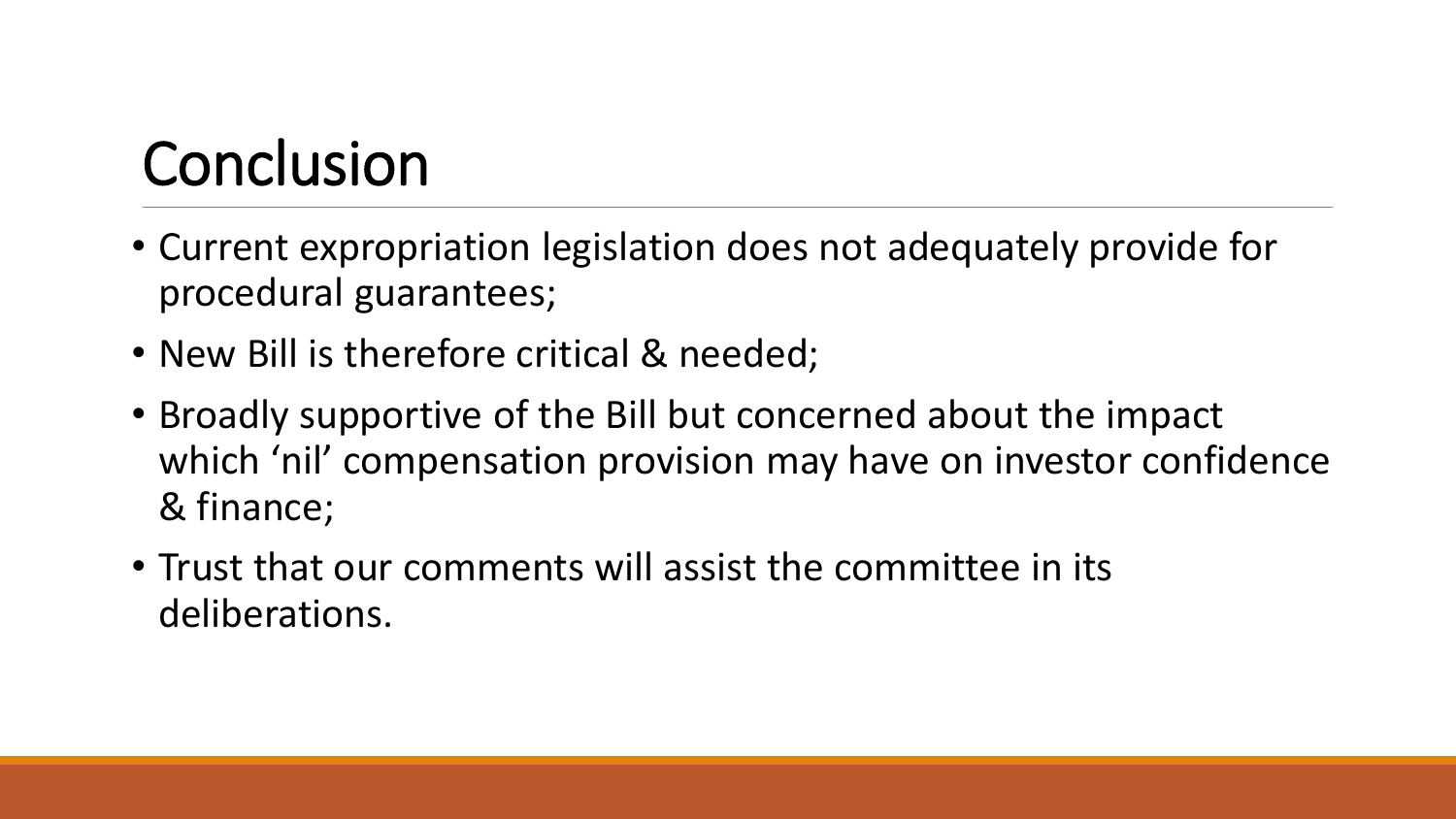# Conclusion

- Current expropriation legislation does not adequately provide for procedural guarantees;
- New Bill is therefore critical & needed;
- Broadly supportive of the Bill but concerned about the impact which 'nil' compensation provision may have on investor confidence & finance;
- Trust that our comments will assist the committee in its deliberations.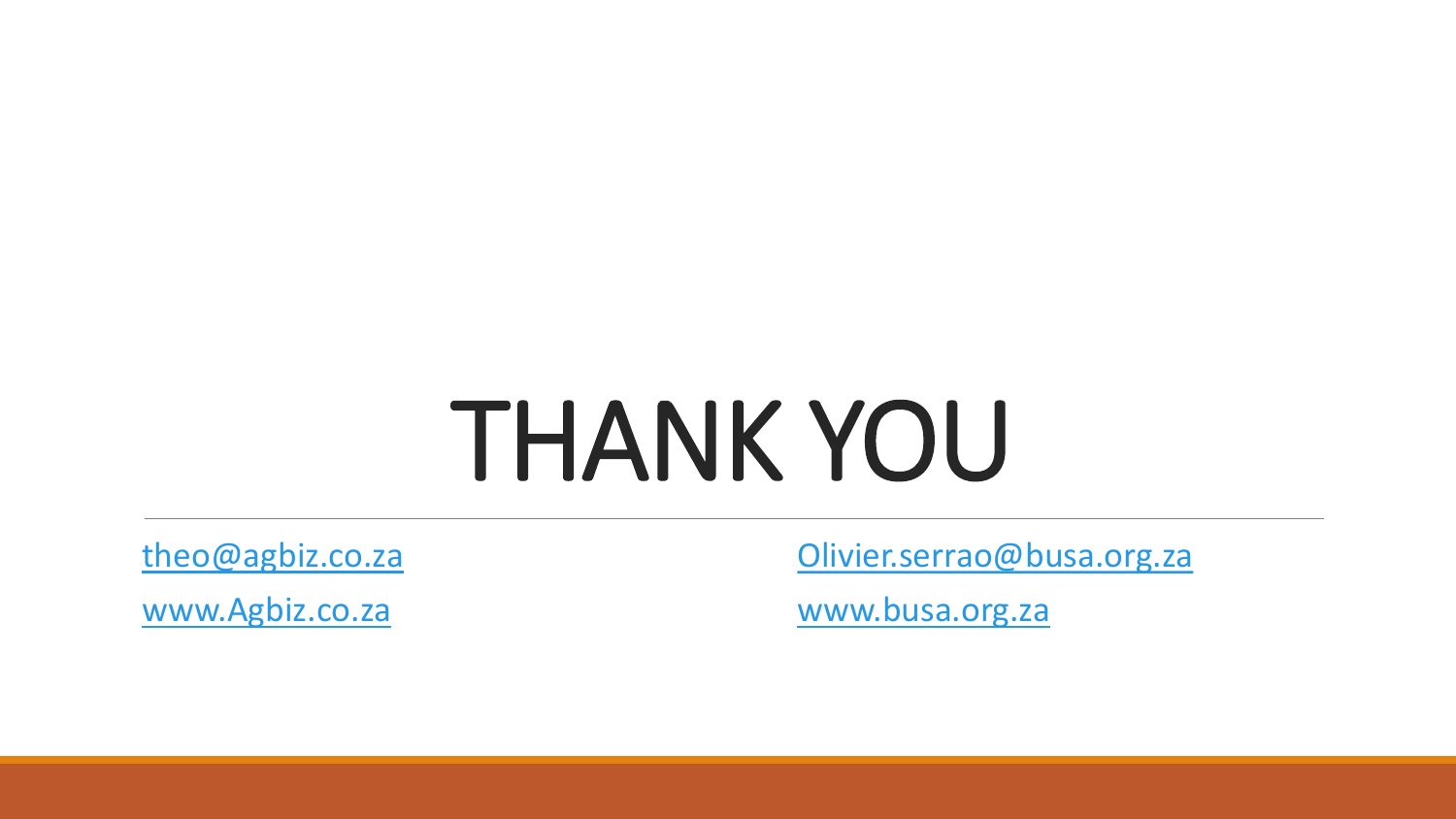# THANK YOU

theo@agbiz.co.za

www.Agbiz.co.za

Olivier.serrao@busa.org.za

www.busa.org.za